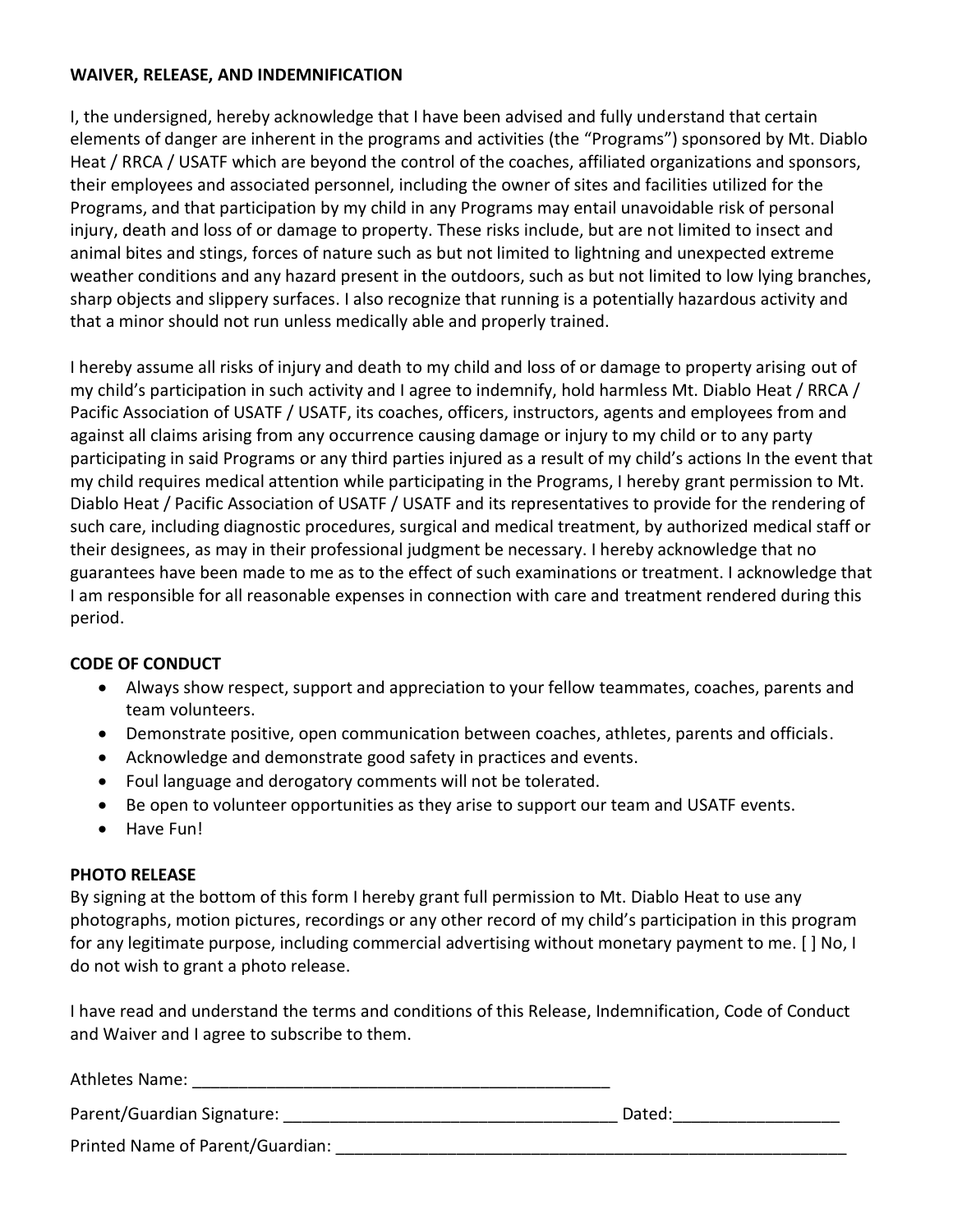**WAIVER, RELEASE, AND INDEMNIFICATION**

I, the undersigned, hereby acknowledge that I have been advised and fully understand that certain elements of danger are inherent in the programs and activities (the "Programs") sponsored by Mt. Diablo Heat / RRCA / USATF which are beyond the control of the coaches, affiliated organizations and sponsors, their employees and associated personnel, including the owner of sites and facilities utilized for the Programs, and that participation by my child in any Programs may entail unavoidable risk of personal injury, death and loss of or damage to property. These risks include, but are not limited to insect and animal bites and stings, forces of nature such as but not limited to lightning and unexpected extreme weather conditions and any hazard present in the outdoors, such as but not limited to low lying branches, sharp objects and slippery surfaces. I also recognize that running is a potentially hazardous activity and that a minor should not run unless medically able and properly trained.

I hereby assume all risks of injury and death to my child and loss of or damage to property arising out of my child's participation in such activity and I agree to indemnify, hold harmless Mt. Diablo Heat / RRCA / Pacific Association of USATF / USATF, its coaches, officers, instructors, agents and employees from and against all claims arising from any occurrence causing damage or injury to my child or to any party participating in said Programs or any third parties injured as a result of my child's actions In the event that my child requires medical attention while participating in the Programs, I hereby grant permission to Mt. Diablo Heat / Pacific Association of USATF / USATF and its representatives to provide for the rendering of such care, including diagnostic procedures, surgical and medical treatment, by authorized medical staff or their designees, as may in their professional judgment be necessary. I hereby acknowledge that no guarantees have been made to me as to the effect of such examinations or treatment. I acknowledge that I am responsible for all reasonable expenses in connection with care and treatment rendered during this period.

**CODE OF CONDUCT**

- Always show respect, support and appreciation to your fellow teammates, coaches, parents and team volunteers.
- Demonstrate positive, open communication between coaches, athletes, parents and officials.
- Acknowledge and demonstrate good safety in practices and events.
- Foul language and derogatory comments will not be tolerated.
- Be open to volunteer opportunities as they arise to support our team and USATF events.
- Have Fun!

**PHOTO RELEASE**

By signing at the bottom of this form I hereby grant full permission to Mt. Diablo Heat to use any photographs, motion pictures, recordings or any other record of my child's participation in this program for any legitimate purpose, including commercial advertising without monetary payment to me. [ ] No, I do not wish to grant a photo release.

I have read and understand the terms and conditions of this Release, Indemnification, Code of Conduct and Waiver and I agree to subscribe to them.

Athletes Name: ______________________________________________

Parent/Guardian Signature: ____________________________________ Dated:_________________

Printed Name of Parent/Guardian: _________________________________________________________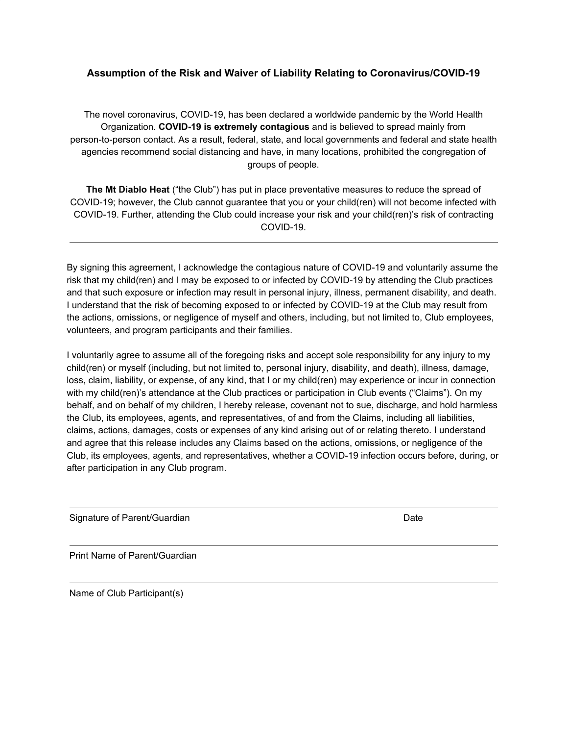# Assumption of the Risk and Waiver of Liability Relating to Coronavirus/COVID-19

The novel coronavirus, COVID-19, has been declared a worldwide pandemic by the World Health Organization. **COVID-19 is extremely contagious** and is believed to spread mainly from person-to-person contact. As a result, federal, state, and local governments and federal and state health agencies recommend social distancing and have, in many locations, prohibited the congregation of groups of people.

**The Mt Diablo Heat** ("the Club") has put in place preventative measures to reduce the spread of COVID-19; however, the Club cannot guarantee that you or your child(ren) will not become infected with COVID-19. Further, attending the Club could increase your risk and your child(ren)'s risk of contracting COVID-19.

---

By signing this agreement, I acknowledge the contagious nature of COVID-19 and voluntarily assume the risk that my child(ren) and I may be exposed to or infected by COVID-19 by attending the Club practices and that such exposure or infection may result in personal injury, illness, permanent disability, and death. I understand that the risk of becoming exposed to or infected by COVID-19 at the Club may result from the actions, omissions, or negligence of myself and others, including, but not limited to, Club employees, volunteers, and program participants and their families.

I voluntarily agree to assume all of the foregoing risks and accept sole responsibility for any injury to my child(ren) or myself (including, but not limited to, personal injury, disability, and death), illness, damage, loss, claim, liability, or expense, of any kind, that I or my child(ren) may experience or incur in connection with my child(ren)'s attendance at the Club practices or participation in Club events ("Claims"). On my behalf, and on behalf of my children, I hereby release, covenant not to sue, discharge, and hold harmless the Club, its employees, agents, and representatives, of and from the Claims, including all liabilities, claims, actions, damages, costs or expenses of any kind arising out of or relating thereto. I understand and agree that this release includes any Claims based on the actions, omissions, or negligence of the Club, its employees, agents, and representatives, whether a COVID-19 infection occurs before, during, or after participation in any Club program.

---

Signature of Parent/Guardian Date

---

Print Name of Parent/Guardian

---

Name of Club Participant(s)